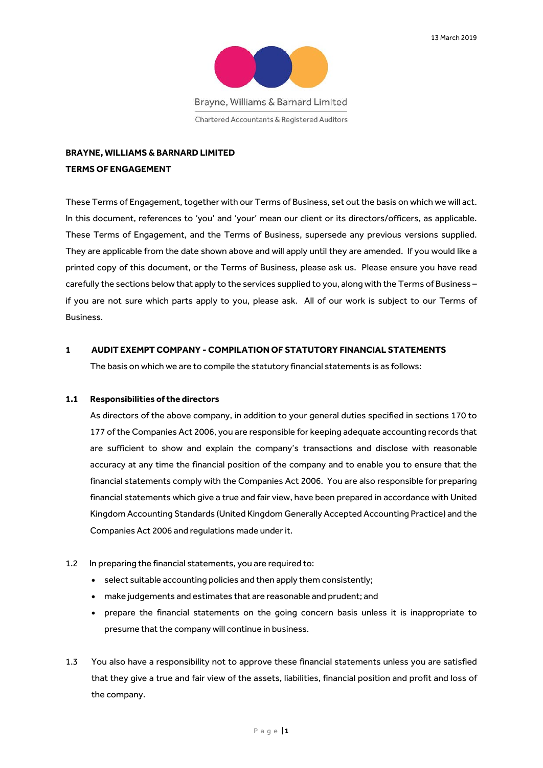13 March 2019

Brayne, Williams & Barnard Limited

Chartered Accountants & Registered Auditors

**BRAYNE, WILLIAMS & BARNARD LIMITED**

**TERMS OF ENGAGEMENT**

These Terms of Engagement, together with our Terms of Business, set out the basis on which we will act. In this document, references to 'you' and 'your' mean our client or its directors/officers, as applicable. These Terms of Engagement, and the Terms of Business, supersede any previous versions supplied. They are applicable from the date shown above and will apply until they are amended. If you would like a printed copy of this document, or the Terms of Business, please ask us. Please ensure you have read carefully the sections below that apply to the services supplied to you, along with the Terms of Business – if you are not sure which parts apply to you, please ask. All of our work is subject to our Terms of Business.

## 1 AUDIT EXEMPT COMPANY - COMPILATION OF STATUTORY FINANCIAL STATEMENTS

The basis on which we are to compile the statutory financial statements is as follows:

### 1.1 Responsibilities of the directors

As directors of the above company, in addition to your general duties specified in sections 170 to 177 of the Companies Act 2006, you are responsible for keeping adequate accounting records that are sufficient to show and explain the company's transactions and disclose with reasonable accuracy at any time the financial position of the company and to enable you to ensure that the financial statements comply with the Companies Act 2006. You are also responsible for preparing financial statements which give a true and fair view, have been prepared in accordance with United Kingdom Accounting Standards (United Kingdom Generally Accepted Accounting Practice) and the Companies Act 2006 and regulations made under it.

1.2 In preparing the financial statements, you are required to:

- select suitable accounting policies and then apply them consistently;
- make judgements and estimates that are reasonable and prudent; and
- prepare the financial statements on the going concern basis unless it is inappropriate to presume that the company will continue in business.

1.3 You also have a responsibility not to approve these financial statements unless you are satisfied that they give a true and fair view of the assets, liabilities, financial position and profit and loss of the company.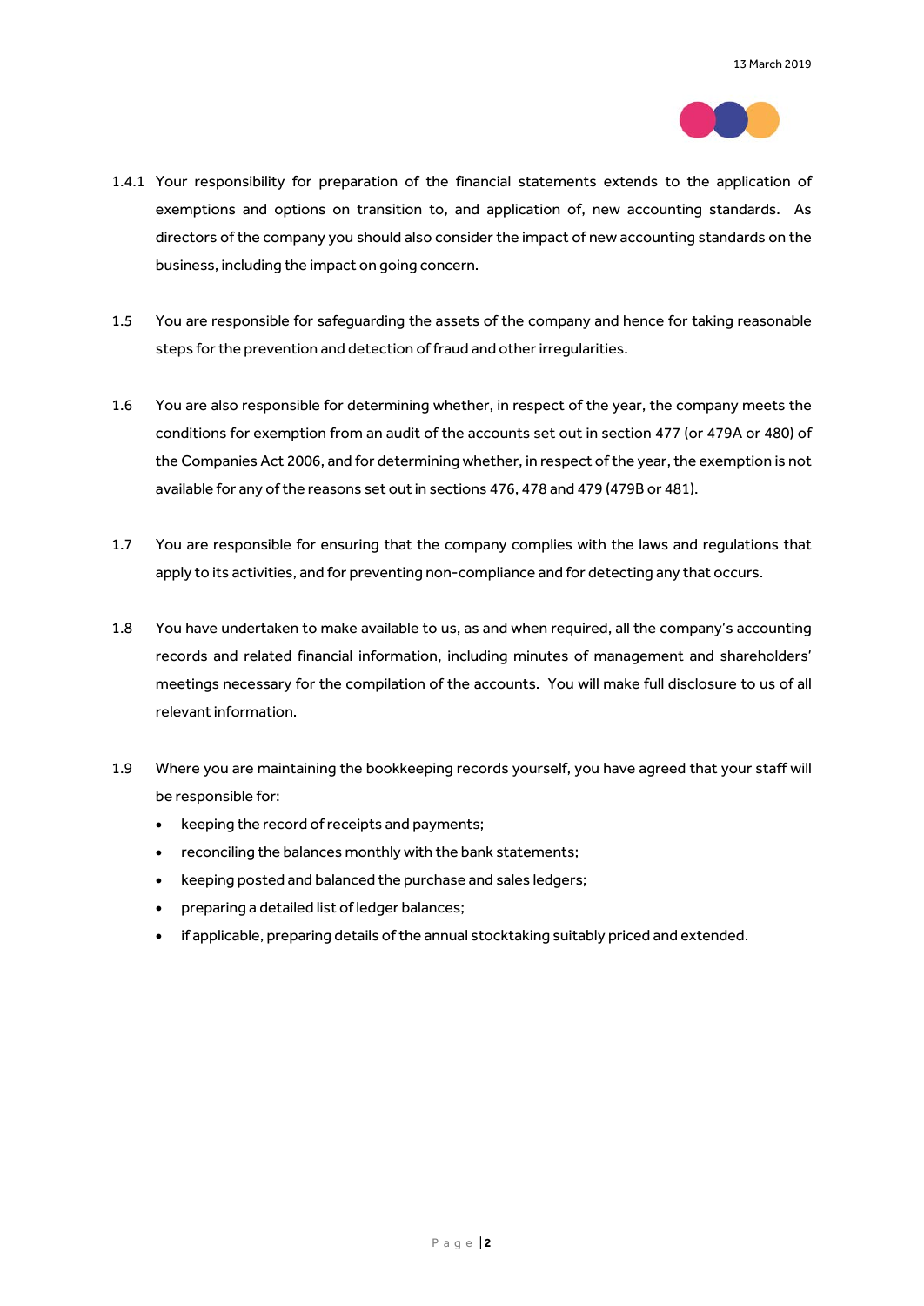1.4.1 Your responsibility for preparation of the financial statements extends to the application of exemptions and options on transition to, and application of, new accounting standards. As directors of the company you should also consider the impact of new accounting standards on the business, including the impact on going concern.

1.5 You are responsible for safeguarding the assets of the company and hence for taking reasonable steps for the prevention and detection of fraud and other irregularities.

1.6 You are also responsible for determining whether, in respect of the year, the company meets the conditions for exemption from an audit of the accounts set out in section 477 (or 479A or 480) of the Companies Act 2006, and for determining whether, in respect of the year, the exemption is not available for any of the reasons set out in sections 476, 478 and 479 (479B or 481).

1.7 You are responsible for ensuring that the company complies with the laws and regulations that apply to its activities, and for preventing non-compliance and for detecting any that occurs.

1.8 You have undertaken to make available to us, as and when required, all the company's accounting records and related financial information, including minutes of management and shareholders' meetings necessary for the compilation of the accounts. You will make full disclosure to us of all relevant information.

1.9 Where you are maintaining the bookkeeping records yourself, you have agreed that your staff will be responsible for:

- keeping the record of receipts and payments;
- reconciling the balances monthly with the bank statements;
- keeping posted and balanced the purchase and sales ledgers;
- preparing a detailed list of ledger balances;
- if applicable, preparing details of the annual stocktaking suitably priced and extended.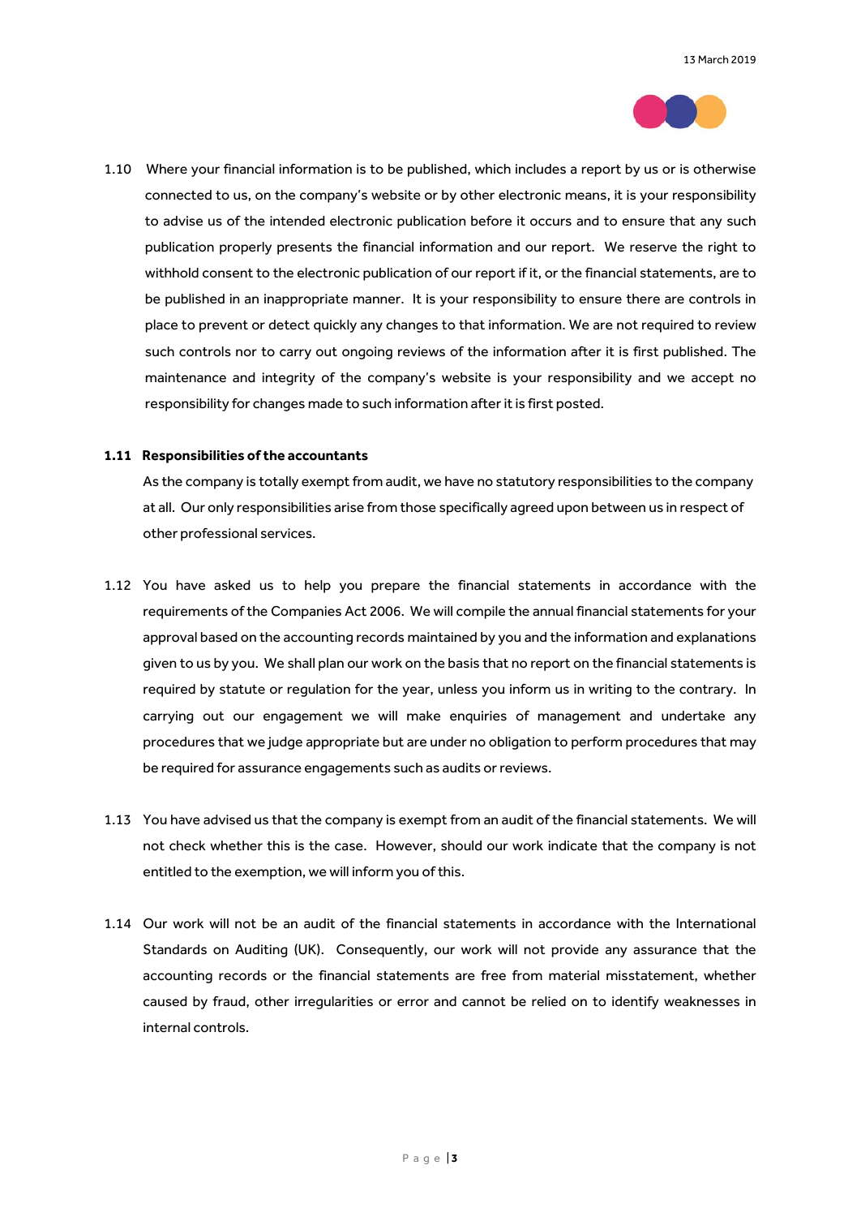1.10 Where your financial information is to be published, which includes a report by us or is otherwise connected to us, on the company's website or by other electronic means, it is your responsibility to advise us of the intended electronic publication before it occurs and to ensure that any such publication properly presents the financial information and our report. We reserve the right to withhold consent to the electronic publication of our report if it, or the financial statements, are to be published in an inappropriate manner. It is your responsibility to ensure there are controls in place to prevent or detect quickly any changes to that information. We are not required to review such controls nor to carry out ongoing reviews of the information after it is first published. The maintenance and integrity of the company's website is your responsibility and we accept no responsibility for changes made to such information after it is first posted.

**1.11 Responsibilities of the accountants**

As the company is totally exempt from audit, we have no statutory responsibilities to the company at all. Our only responsibilities arise from those specifically agreed upon between us in respect of other professional services.

1.12 You have asked us to help you prepare the financial statements in accordance with the requirements of the Companies Act 2006. We will compile the annual financial statements for your approval based on the accounting records maintained by you and the information and explanations given to us by you. We shall plan our work on the basis that no report on the financial statements is required by statute or regulation for the year, unless you inform us in writing to the contrary. In carrying out our engagement we will make enquiries of management and undertake any procedures that we judge appropriate but are under no obligation to perform procedures that may be required for assurance engagements such as audits or reviews.

1.13 You have advised us that the company is exempt from an audit of the financial statements. We will not check whether this is the case. However, should our work indicate that the company is not entitled to the exemption, we will inform you of this.

1.14 Our work will not be an audit of the financial statements in accordance with the International Standards on Auditing (UK). Consequently, our work will not provide any assurance that the accounting records or the financial statements are free from material misstatement, whether caused by fraud, other irregularities or error and cannot be relied on to identify weaknesses in internal controls.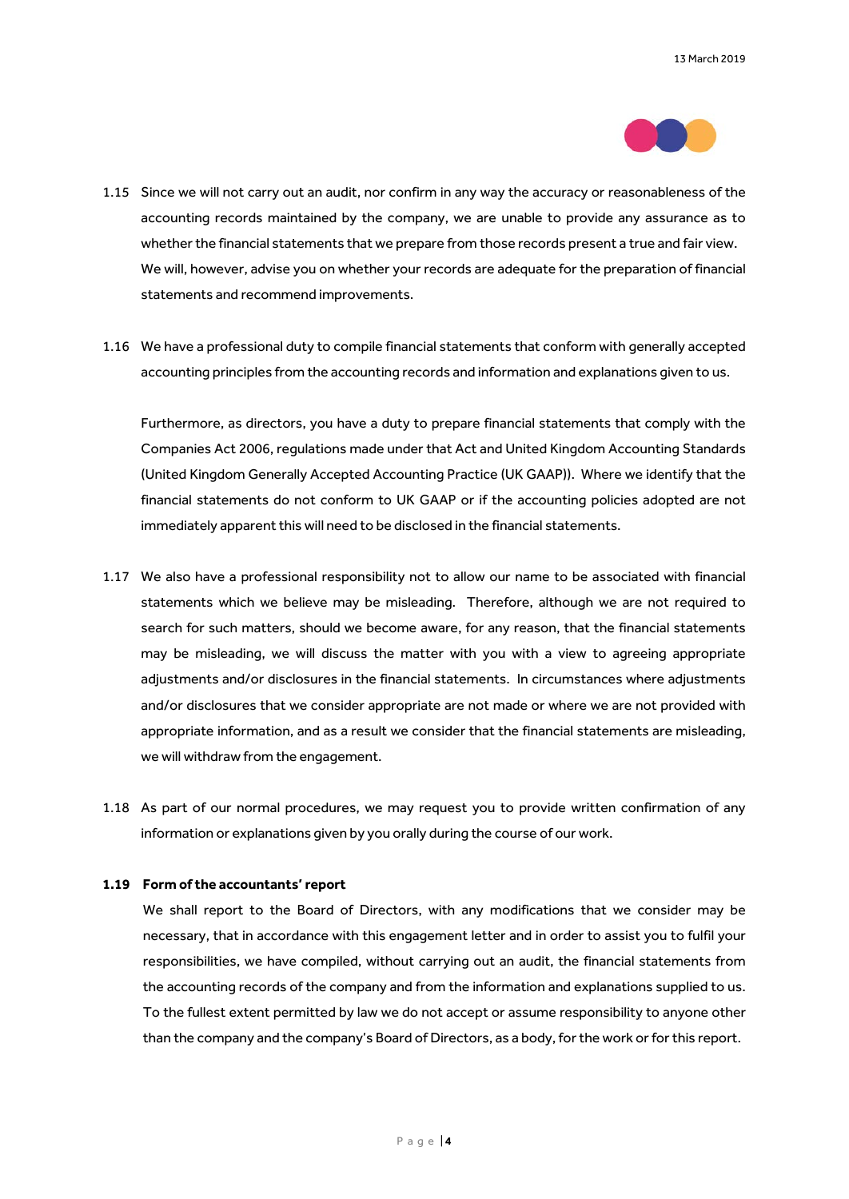1.15 Since we will not carry out an audit, nor confirm in any way the accuracy or reasonableness of the accounting records maintained by the company, we are unable to provide any assurance as to whether the financial statements that we prepare from those records present a true and fair view. We will, however, advise you on whether your records are adequate for the preparation of financial statements and recommend improvements.

1.16 We have a professional duty to compile financial statements that conform with generally accepted accounting principles from the accounting records and information and explanations given to us.

Furthermore, as directors, you have a duty to prepare financial statements that comply with the Companies Act 2006, regulations made under that Act and United Kingdom Accounting Standards (United Kingdom Generally Accepted Accounting Practice (UK GAAP)). Where we identify that the financial statements do not conform to UK GAAP or if the accounting policies adopted are not immediately apparent this will need to be disclosed in the financial statements.

1.17 We also have a professional responsibility not to allow our name to be associated with financial statements which we believe may be misleading. Therefore, although we are not required to search for such matters, should we become aware, for any reason, that the financial statements may be misleading, we will discuss the matter with you with a view to agreeing appropriate adjustments and/or disclosures in the financial statements. In circumstances where adjustments and/or disclosures that we consider appropriate are not made or where we are not provided with appropriate information, and as a result we consider that the financial statements are misleading, we will withdraw from the engagement.

1.18 As part of our normal procedures, we may request you to provide written confirmation of any information or explanations given by you orally during the course of our work.

**1.19 Form of the accountants' report**

We shall report to the Board of Directors, with any modifications that we consider may be necessary, that in accordance with this engagement letter and in order to assist you to fulfil your responsibilities, we have compiled, without carrying out an audit, the financial statements from the accounting records of the company and from the information and explanations supplied to us. To the fullest extent permitted by law we do not accept or assume responsibility to anyone other than the company and the company's Board of Directors, as a body, for the work or for this report.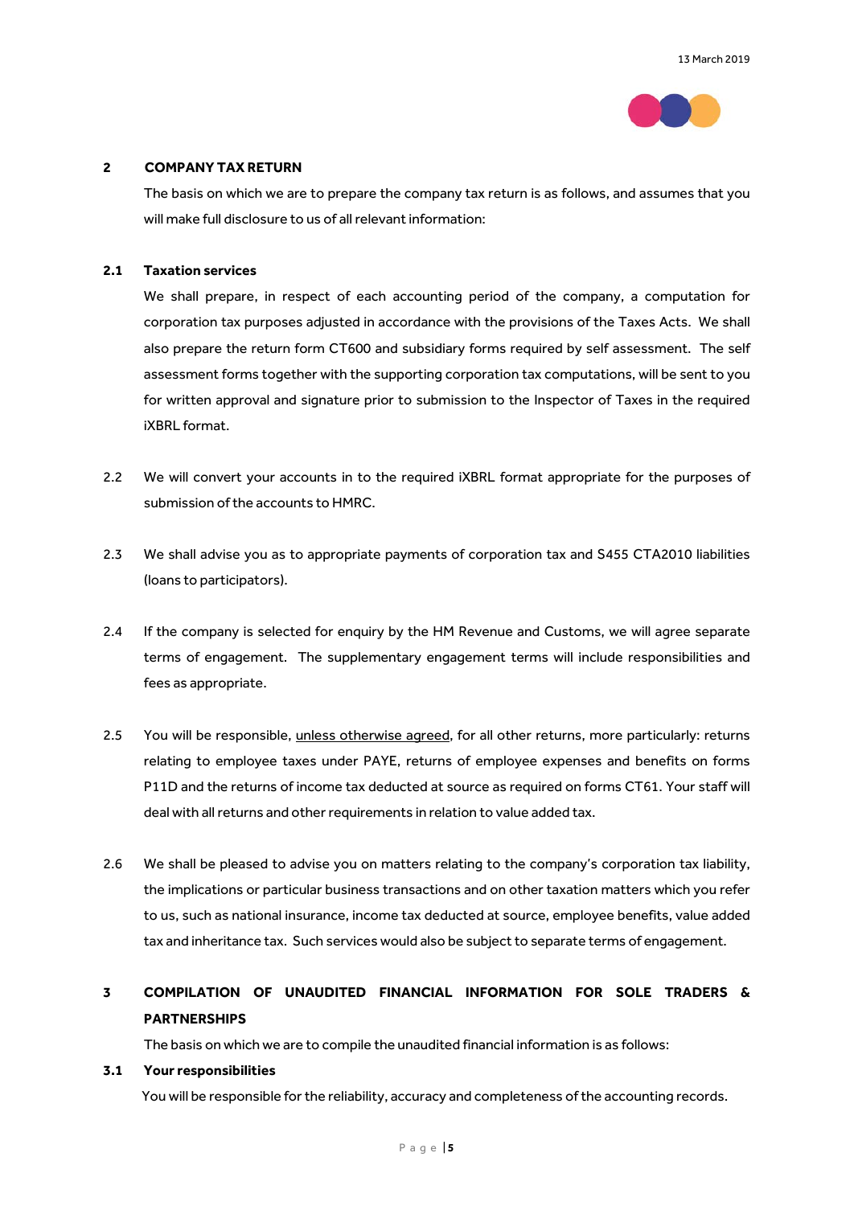## 2 COMPANY TAX RETURN

The basis on which we are to prepare the company tax return is as follows, and assumes that you will make full disclosure to us of all relevant information:

### 2.1 Taxation services

We shall prepare, in respect of each accounting period of the company, a computation for corporation tax purposes adjusted in accordance with the provisions of the Taxes Acts. We shall also prepare the return form CT600 and subsidiary forms required by self assessment. The self assessment forms together with the supporting corporation tax computations, will be sent to you for written approval and signature prior to submission to the Inspector of Taxes in the required iXBRL format.

2.2 We will convert your accounts in to the required iXBRL format appropriate for the purposes of submission of the accounts to HMRC.

2.3 We shall advise you as to appropriate payments of corporation tax and S455 CTA2010 liabilities (loans to participators).

2.4 If the company is selected for enquiry by the HM Revenue and Customs, we will agree separate terms of engagement. The supplementary engagement terms will include responsibilities and fees as appropriate.

2.5 You will be responsible, <u>unless otherwise agreed</u>, for all other returns, more particularly: returns relating to employee taxes under PAYE, returns of employee expenses and benefits on forms P11D and the returns of income tax deducted at source as required on forms CT61. Your staff will deal with all returns and other requirements in relation to value added tax.

2.6 We shall be pleased to advise you on matters relating to the company's corporation tax liability, the implications or particular business transactions and on other taxation matters which you refer to us, such as national insurance, income tax deducted at source, employee benefits, value added tax and inheritance tax. Such services would also be subject to separate terms of engagement.

## 3 COMPILATION OF UNAUDITED FINANCIAL INFORMATION FOR SOLE TRADERS & PARTNERSHIPS

The basis on which we are to compile the unaudited financial information is as follows:

### 3.1 Your responsibilities

You will be responsible for the reliability, accuracy and completeness of the accounting records.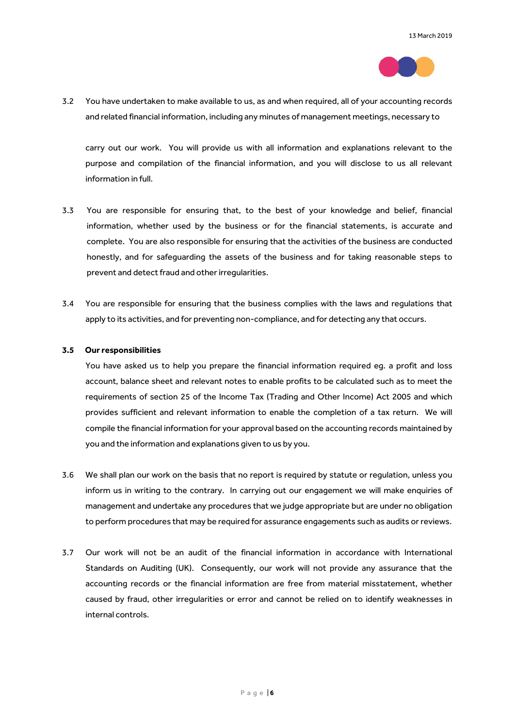3.2 You have undertaken to make available to us, as and when required, all of your accounting records and related financial information, including any minutes of management meetings, necessary to carry out our work. You will provide us with all information and explanations relevant to the purpose and compilation of the financial information, and you will disclose to us all relevant information in full.

3.3 You are responsible for ensuring that, to the best of your knowledge and belief, financial information, whether used by the business or for the financial statements, is accurate and complete. You are also responsible for ensuring that the activities of the business are conducted honestly, and for safeguarding the assets of the business and for taking reasonable steps to prevent and detect fraud and other irregularities.

3.4 You are responsible for ensuring that the business complies with the laws and regulations that apply to its activities, and for preventing non-compliance, and for detecting any that occurs.

**3.5 Our responsibilities**

You have asked us to help you prepare the financial information required eg. a profit and loss account, balance sheet and relevant notes to enable profits to be calculated such as to meet the requirements of section 25 of the Income Tax (Trading and Other Income) Act 2005 and which provides sufficient and relevant information to enable the completion of a tax return. We will compile the financial information for your approval based on the accounting records maintained by you and the information and explanations given to us by you.

3.6 We shall plan our work on the basis that no report is required by statute or regulation, unless you inform us in writing to the contrary. In carrying out our engagement we will make enquiries of management and undertake any procedures that we judge appropriate but are under no obligation to perform procedures that may be required for assurance engagements such as audits or reviews.

3.7 Our work will not be an audit of the financial information in accordance with International Standards on Auditing (UK). Consequently, our work will not provide any assurance that the accounting records or the financial information are free from material misstatement, whether caused by fraud, other irregularities or error and cannot be relied on to identify weaknesses in internal controls.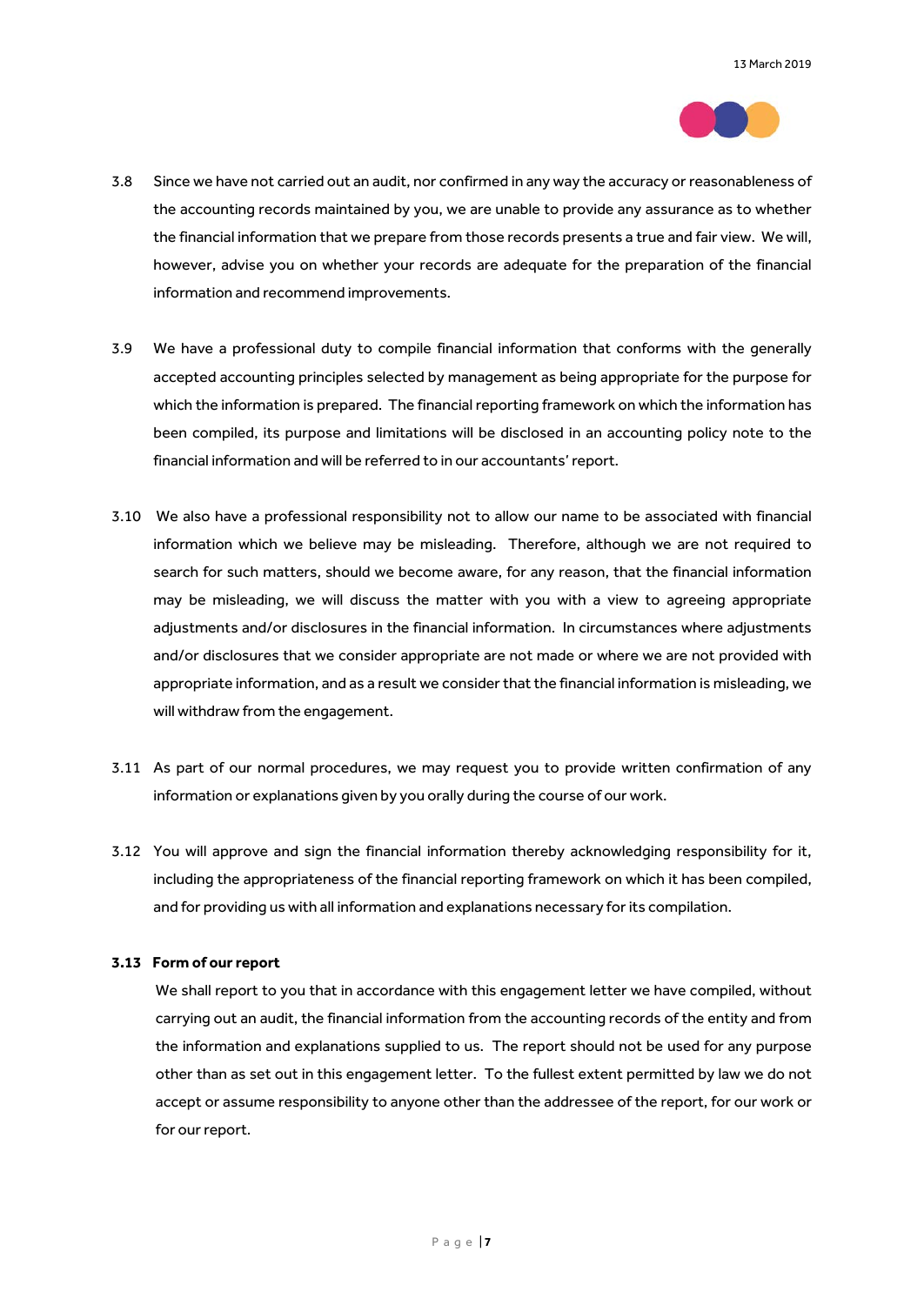3.8 Since we have not carried out an audit, nor confirmed in any way the accuracy or reasonableness of the accounting records maintained by you, we are unable to provide any assurance as to whether the financial information that we prepare from those records presents a true and fair view. We will, however, advise you on whether your records are adequate for the preparation of the financial information and recommend improvements.

3.9 We have a professional duty to compile financial information that conforms with the generally accepted accounting principles selected by management as being appropriate for the purpose for which the information is prepared. The financial reporting framework on which the information has been compiled, its purpose and limitations will be disclosed in an accounting policy note to the financial information and will be referred to in our accountants' report.

3.10 We also have a professional responsibility not to allow our name to be associated with financial information which we believe may be misleading. Therefore, although we are not required to search for such matters, should we become aware, for any reason, that the financial information may be misleading, we will discuss the matter with you with a view to agreeing appropriate adjustments and/or disclosures in the financial information. In circumstances where adjustments and/or disclosures that we consider appropriate are not made or where we are not provided with appropriate information, and as a result we consider that the financial information is misleading, we will withdraw from the engagement.

3.11 As part of our normal procedures, we may request you to provide written confirmation of any information or explanations given by you orally during the course of our work.

3.12 You will approve and sign the financial information thereby acknowledging responsibility for it, including the appropriateness of the financial reporting framework on which it has been compiled, and for providing us with all information and explanations necessary for its compilation.

**3.13 Form of our report**

We shall report to you that in accordance with this engagement letter we have compiled, without carrying out an audit, the financial information from the accounting records of the entity and from the information and explanations supplied to us. The report should not be used for any purpose other than as set out in this engagement letter. To the fullest extent permitted by law we do not accept or assume responsibility to anyone other than the addressee of the report, for our work or for our report.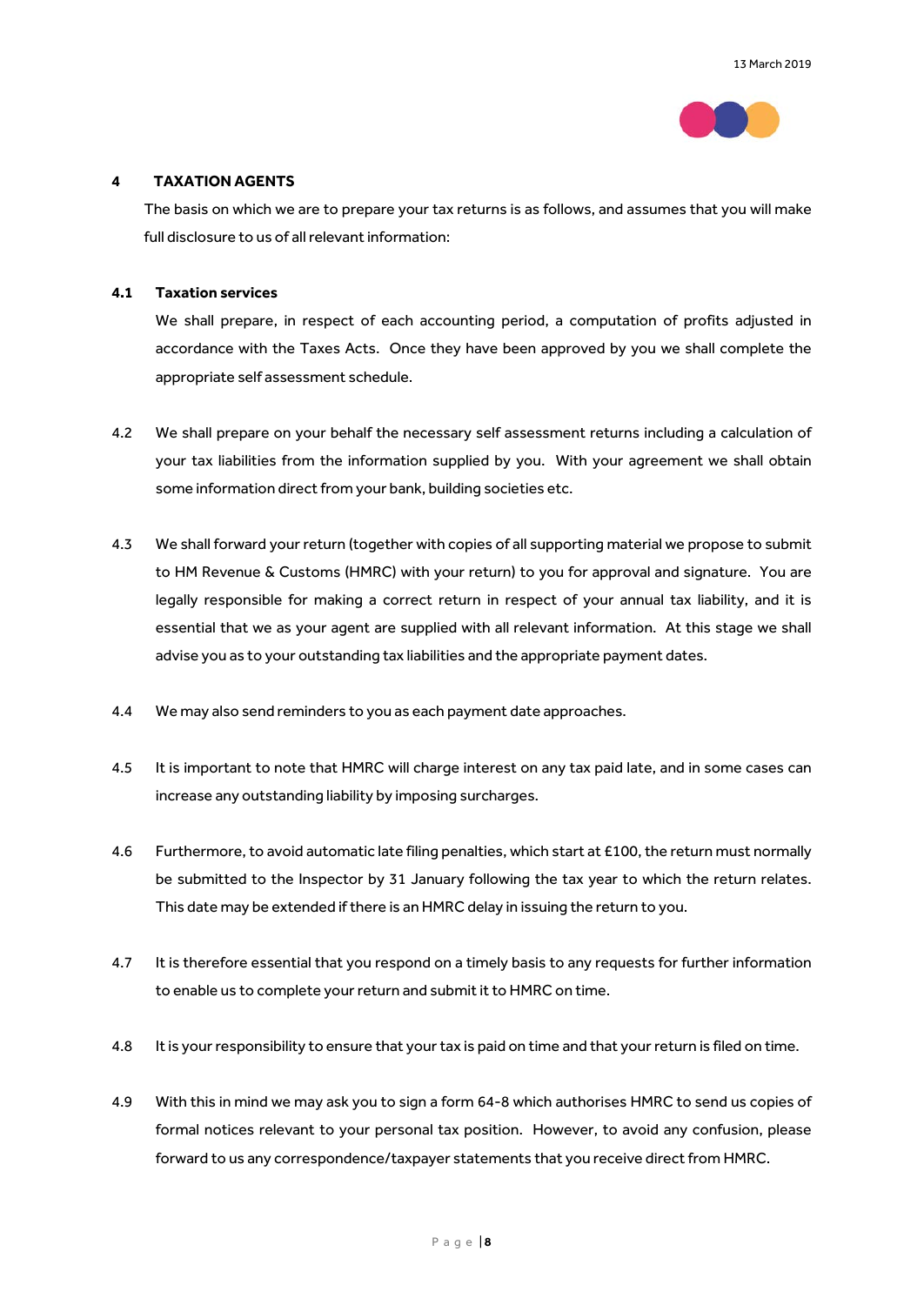## 4 TAXATION AGENTS

The basis on which we are to prepare your tax returns is as follows, and assumes that you will make full disclosure to us of all relevant information:

### 4.1 Taxation services

We shall prepare, in respect of each accounting period, a computation of profits adjusted in accordance with the Taxes Acts. Once they have been approved by you we shall complete the appropriate self assessment schedule.

4.2 We shall prepare on your behalf the necessary self assessment returns including a calculation of your tax liabilities from the information supplied by you. With your agreement we shall obtain some information direct from your bank, building societies etc.

4.3 We shall forward your return (together with copies of all supporting material we propose to submit to HM Revenue & Customs (HMRC) with your return) to you for approval and signature. You are legally responsible for making a correct return in respect of your annual tax liability, and it is essential that we as your agent are supplied with all relevant information. At this stage we shall advise you as to your outstanding tax liabilities and the appropriate payment dates.

4.4 We may also send reminders to you as each payment date approaches.

4.5 It is important to note that HMRC will charge interest on any tax paid late, and in some cases can increase any outstanding liability by imposing surcharges.

4.6 Furthermore, to avoid automatic late filing penalties, which start at £100, the return must normally be submitted to the Inspector by 31 January following the tax year to which the return relates. This date may be extended if there is an HMRC delay in issuing the return to you.

4.7 It is therefore essential that you respond on a timely basis to any requests for further information to enable us to complete your return and submit it to HMRC on time.

4.8 It is your responsibility to ensure that your tax is paid on time and that your return is filed on time.

4.9 With this in mind we may ask you to sign a form 64-8 which authorises HMRC to send us copies of formal notices relevant to your personal tax position. However, to avoid any confusion, please forward to us any correspondence/taxpayer statements that you receive direct from HMRC.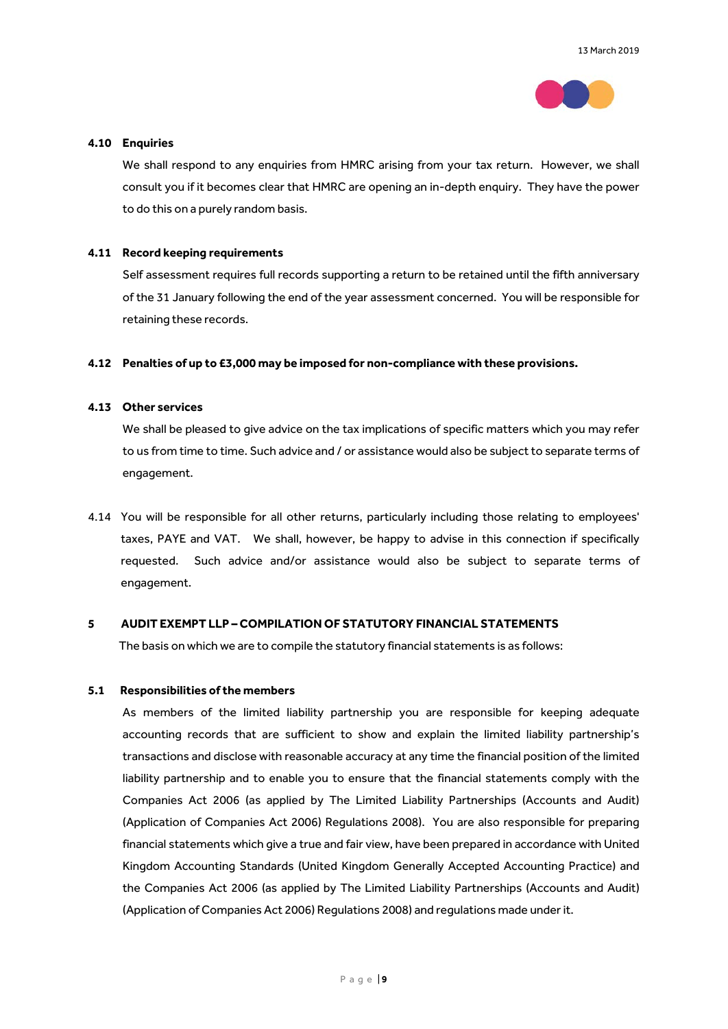#### 4.10 Enquiries

We shall respond to any enquiries from HMRC arising from your tax return. However, we shall consult you if it becomes clear that HMRC are opening an in-depth enquiry. They have the power to do this on a purely random basis.

#### 4.11 Record keeping requirements

Self assessment requires full records supporting a return to be retained until the fifth anniversary of the 31 January following the end of the year assessment concerned. You will be responsible for retaining these records.

**4.12 Penalties of up to £3,000 may be imposed for non-compliance with these provisions.**

#### 4.13 Other services

We shall be pleased to give advice on the tax implications of specific matters which you may refer to us from time to time. Such advice and / or assistance would also be subject to separate terms of engagement.

4.14 You will be responsible for all other returns, particularly including those relating to employees' taxes, PAYE and VAT. We shall, however, be happy to advise in this connection if specifically requested. Such advice and/or assistance would also be subject to separate terms of engagement.

### 5 AUDIT EXEMPT LLP – COMPILATION OF STATUTORY FINANCIAL STATEMENTS

The basis on which we are to compile the statutory financial statements is as follows:

#### 5.1 Responsibilities of the members

As members of the limited liability partnership you are responsible for keeping adequate accounting records that are sufficient to show and explain the limited liability partnership's transactions and disclose with reasonable accuracy at any time the financial position of the limited liability partnership and to enable you to ensure that the financial statements comply with the Companies Act 2006 (as applied by The Limited Liability Partnerships (Accounts and Audit) (Application of Companies Act 2006) Regulations 2008). You are also responsible for preparing financial statements which give a true and fair view, have been prepared in accordance with United Kingdom Accounting Standards (United Kingdom Generally Accepted Accounting Practice) and the Companies Act 2006 (as applied by The Limited Liability Partnerships (Accounts and Audit) (Application of Companies Act 2006) Regulations 2008) and regulations made under it.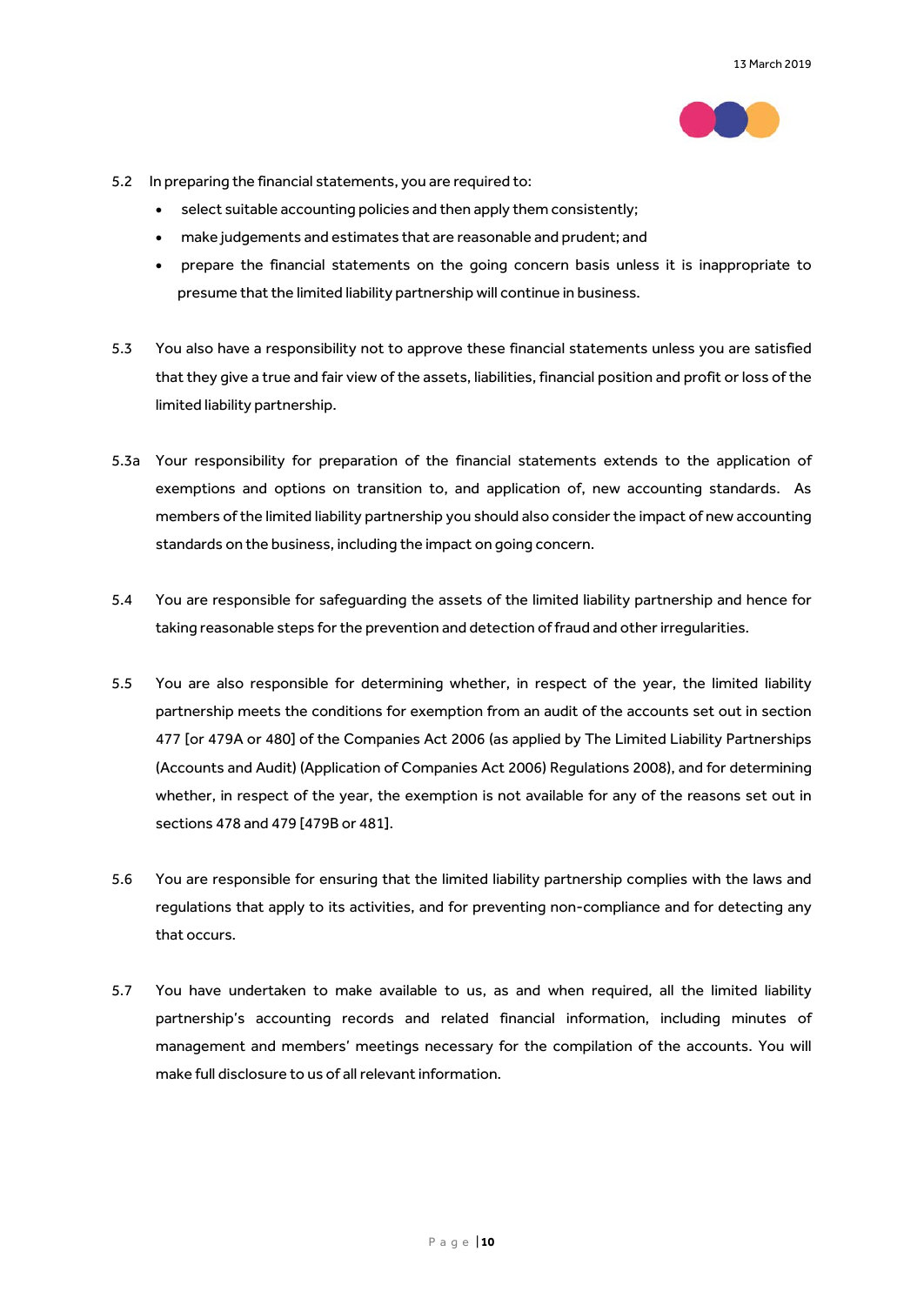5.2 In preparing the financial statements, you are required to:

- select suitable accounting policies and then apply them consistently;
- make judgements and estimates that are reasonable and prudent; and
- prepare the financial statements on the going concern basis unless it is inappropriate to presume that the limited liability partnership will continue in business.

5.3 You also have a responsibility not to approve these financial statements unless you are satisfied that they give a true and fair view of the assets, liabilities, financial position and profit or loss of the limited liability partnership.

5.3a Your responsibility for preparation of the financial statements extends to the application of exemptions and options on transition to, and application of, new accounting standards. As members of the limited liability partnership you should also consider the impact of new accounting standards on the business, including the impact on going concern.

5.4 You are responsible for safeguarding the assets of the limited liability partnership and hence for taking reasonable steps for the prevention and detection of fraud and other irregularities.

5.5 You are also responsible for determining whether, in respect of the year, the limited liability partnership meets the conditions for exemption from an audit of the accounts set out in section 477 [or 479A or 480] of the Companies Act 2006 (as applied by The Limited Liability Partnerships (Accounts and Audit) (Application of Companies Act 2006) Regulations 2008), and for determining whether, in respect of the year, the exemption is not available for any of the reasons set out in sections 478 and 479 [479B or 481].

5.6 You are responsible for ensuring that the limited liability partnership complies with the laws and regulations that apply to its activities, and for preventing non-compliance and for detecting any that occurs.

5.7 You have undertaken to make available to us, as and when required, all the limited liability partnership's accounting records and related financial information, including minutes of management and members' meetings necessary for the compilation of the accounts. You will make full disclosure to us of all relevant information.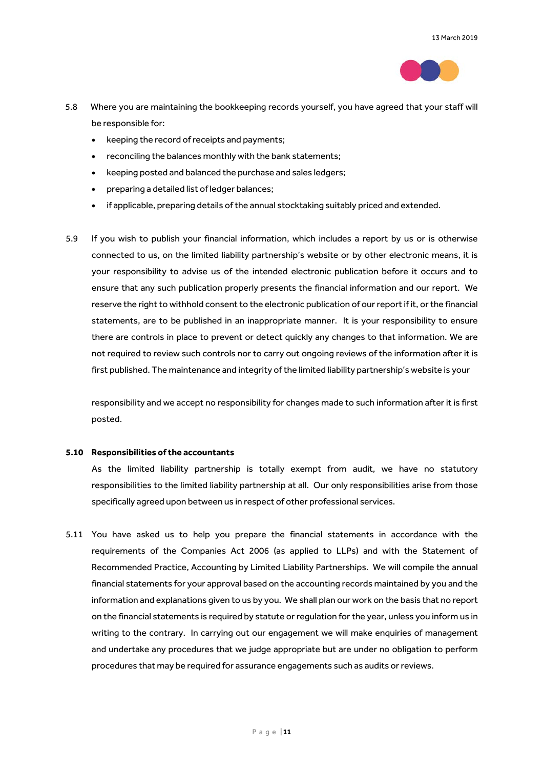5.8 Where you are maintaining the bookkeeping records yourself, you have agreed that your staff will be responsible for:

- keeping the record of receipts and payments;
- reconciling the balances monthly with the bank statements;
- keeping posted and balanced the purchase and sales ledgers;
- preparing a detailed list of ledger balances;
- if applicable, preparing details of the annual stocktaking suitably priced and extended.

5.9 If you wish to publish your financial information, which includes a report by us or is otherwise connected to us, on the limited liability partnership's website or by other electronic means, it is your responsibility to advise us of the intended electronic publication before it occurs and to ensure that any such publication properly presents the financial information and our report. We reserve the right to withhold consent to the electronic publication of our report if it, or the financial statements, are to be published in an inappropriate manner. It is your responsibility to ensure there are controls in place to prevent or detect quickly any changes to that information. We are not required to review such controls nor to carry out ongoing reviews of the information after it is first published. The maintenance and integrity of the limited liability partnership's website is your responsibility and we accept no responsibility for changes made to such information after it is first posted.

**5.10 Responsibilities of the accountants**

As the limited liability partnership is totally exempt from audit, we have no statutory responsibilities to the limited liability partnership at all. Our only responsibilities arise from those specifically agreed upon between us in respect of other professional services.

5.11 You have asked us to help you prepare the financial statements in accordance with the requirements of the Companies Act 2006 (as applied to LLPs) and with the Statement of Recommended Practice, Accounting by Limited Liability Partnerships. We will compile the annual financial statements for your approval based on the accounting records maintained by you and the information and explanations given to us by you. We shall plan our work on the basis that no report on the financial statements is required by statute or regulation for the year, unless you inform us in writing to the contrary. In carrying out our engagement we will make enquiries of management and undertake any procedures that we judge appropriate but are under no obligation to perform procedures that may be required for assurance engagements such as audits or reviews.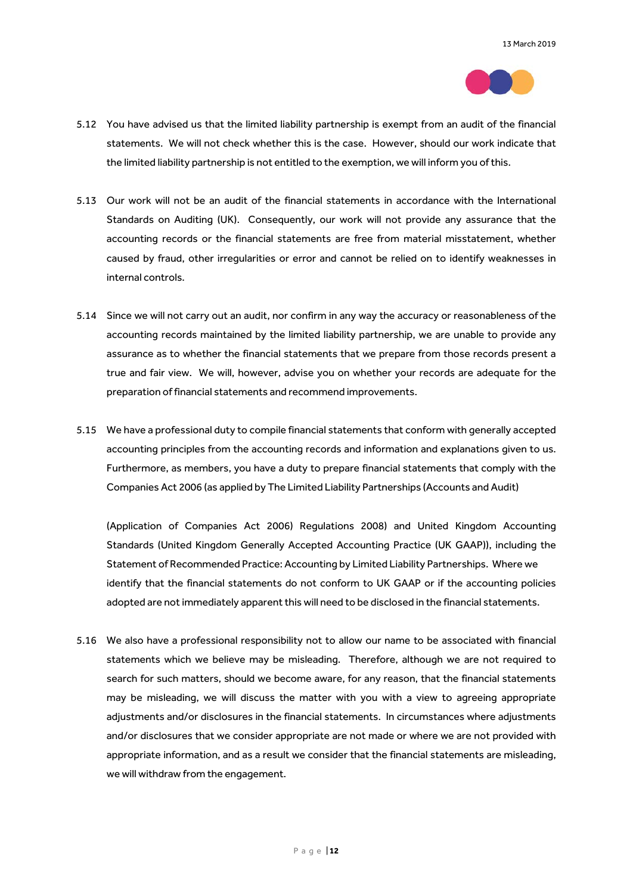5.12 You have advised us that the limited liability partnership is exempt from an audit of the financial statements. We will not check whether this is the case. However, should our work indicate that the limited liability partnership is not entitled to the exemption, we will inform you of this.

5.13 Our work will not be an audit of the financial statements in accordance with the International Standards on Auditing (UK). Consequently, our work will not provide any assurance that the accounting records or the financial statements are free from material misstatement, whether caused by fraud, other irregularities or error and cannot be relied on to identify weaknesses in internal controls.

5.14 Since we will not carry out an audit, nor confirm in any way the accuracy or reasonableness of the accounting records maintained by the limited liability partnership, we are unable to provide any assurance as to whether the financial statements that we prepare from those records present a true and fair view. We will, however, advise you on whether your records are adequate for the preparation of financial statements and recommend improvements.

5.15 We have a professional duty to compile financial statements that conform with generally accepted accounting principles from the accounting records and information and explanations given to us. Furthermore, as members, you have a duty to prepare financial statements that comply with the Companies Act 2006 (as applied by The Limited Liability Partnerships (Accounts and Audit) (Application of Companies Act 2006) Regulations 2008) and United Kingdom Accounting Standards (United Kingdom Generally Accepted Accounting Practice (UK GAAP)), including the Statement of Recommended Practice: Accounting by Limited Liability Partnerships. Where we identify that the financial statements do not conform to UK GAAP or if the accounting policies adopted are not immediately apparent this will need to be disclosed in the financial statements.

5.16 We also have a professional responsibility not to allow our name to be associated with financial statements which we believe may be misleading. Therefore, although we are not required to search for such matters, should we become aware, for any reason, that the financial statements may be misleading, we will discuss the matter with you with a view to agreeing appropriate adjustments and/or disclosures in the financial statements. In circumstances where adjustments and/or disclosures that we consider appropriate are not made or where we are not provided with appropriate information, and as a result we consider that the financial statements are misleading, we will withdraw from the engagement.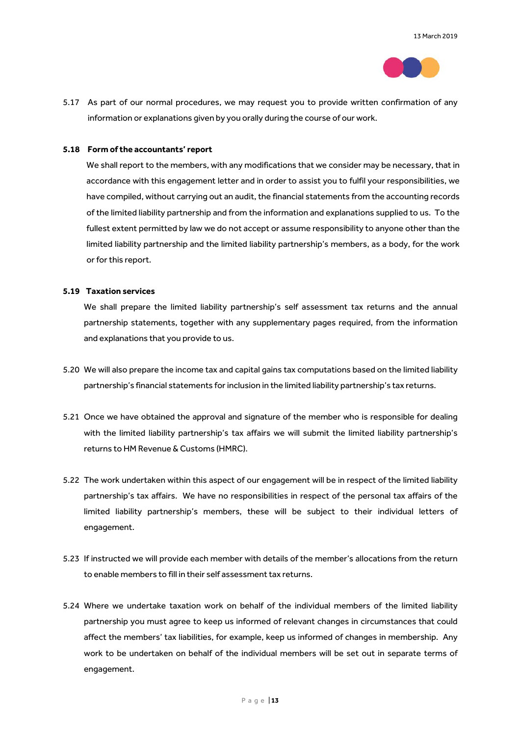5.17 As part of our normal procedures, we may request you to provide written confirmation of any information or explanations given by you orally during the course of our work.

**5.18 Form of the accountants' report**

We shall report to the members, with any modifications that we consider may be necessary, that in accordance with this engagement letter and in order to assist you to fulfil your responsibilities, we have compiled, without carrying out an audit, the financial statements from the accounting records of the limited liability partnership and from the information and explanations supplied to us. To the fullest extent permitted by law we do not accept or assume responsibility to anyone other than the limited liability partnership and the limited liability partnership's members, as a body, for the work or for this report.

**5.19 Taxation services**

We shall prepare the limited liability partnership's self assessment tax returns and the annual partnership statements, together with any supplementary pages required, from the information and explanations that you provide to us.

5.20 We will also prepare the income tax and capital gains tax computations based on the limited liability partnership's financial statements for inclusion in the limited liability partnership's tax returns.

5.21 Once we have obtained the approval and signature of the member who is responsible for dealing with the limited liability partnership's tax affairs we will submit the limited liability partnership's returns to HM Revenue & Customs (HMRC).

5.22 The work undertaken within this aspect of our engagement will be in respect of the limited liability partnership's tax affairs. We have no responsibilities in respect of the personal tax affairs of the limited liability partnership's members, these will be subject to their individual letters of engagement.

5.23 If instructed we will provide each member with details of the member's allocations from the return to enable members to fill in their self assessment tax returns.

5.24 Where we undertake taxation work on behalf of the individual members of the limited liability partnership you must agree to keep us informed of relevant changes in circumstances that could affect the members' tax liabilities, for example, keep us informed of changes in membership. Any work to be undertaken on behalf of the individual members will be set out in separate terms of engagement.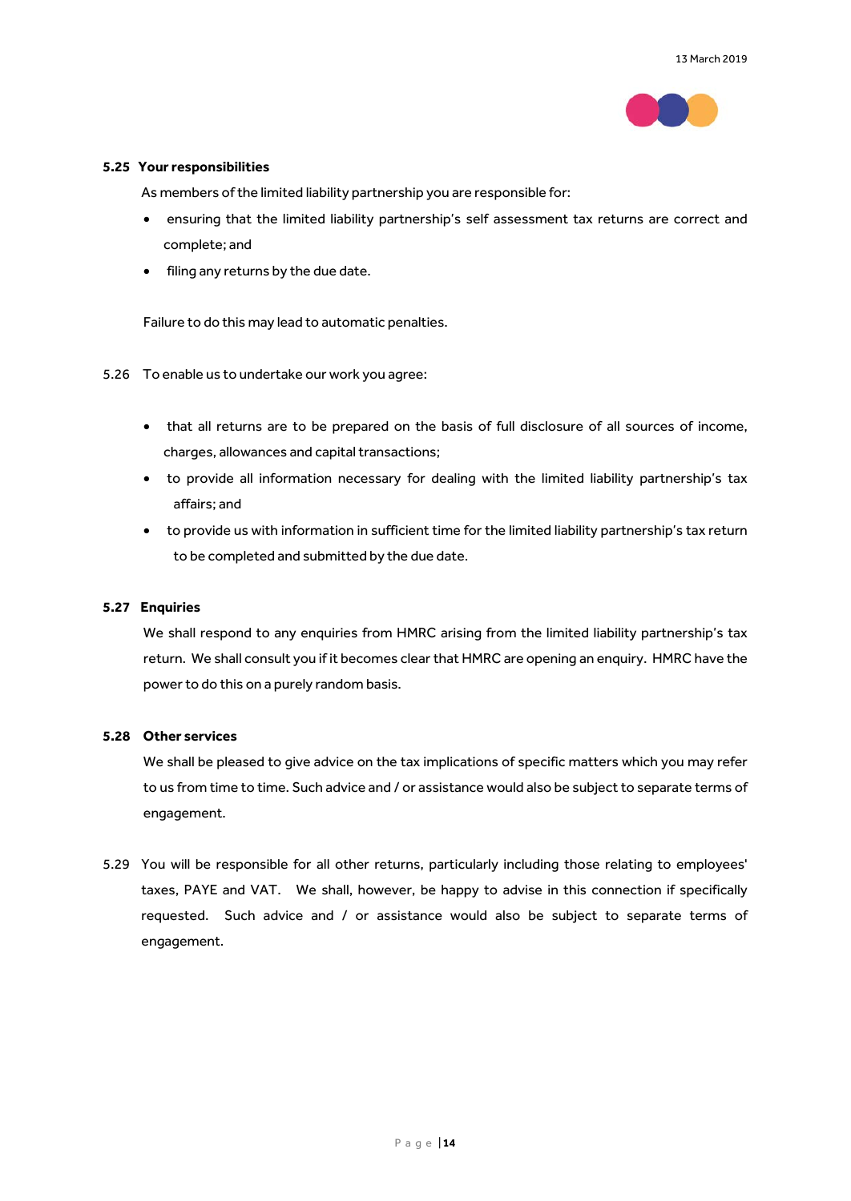**5.25 Your responsibilities**

As members of the limited liability partnership you are responsible for:

- ensuring that the limited liability partnership's self assessment tax returns are correct and complete; and
- filing any returns by the due date.

Failure to do this may lead to automatic penalties.

5.26 To enable us to undertake our work you agree:

- that all returns are to be prepared on the basis of full disclosure of all sources of income, charges, allowances and capital transactions;
- to provide all information necessary for dealing with the limited liability partnership's tax affairs; and
- to provide us with information in sufficient time for the limited liability partnership's tax return to be completed and submitted by the due date.

**5.27 Enquiries**

We shall respond to any enquiries from HMRC arising from the limited liability partnership's tax return. We shall consult you if it becomes clear that HMRC are opening an enquiry. HMRC have the power to do this on a purely random basis.

**5.28 Other services**

We shall be pleased to give advice on the tax implications of specific matters which you may refer to us from time to time. Such advice and / or assistance would also be subject to separate terms of engagement.

5.29 You will be responsible for all other returns, particularly including those relating to employees' taxes, PAYE and VAT. We shall, however, be happy to advise in this connection if specifically requested. Such advice and / or assistance would also be subject to separate terms of engagement.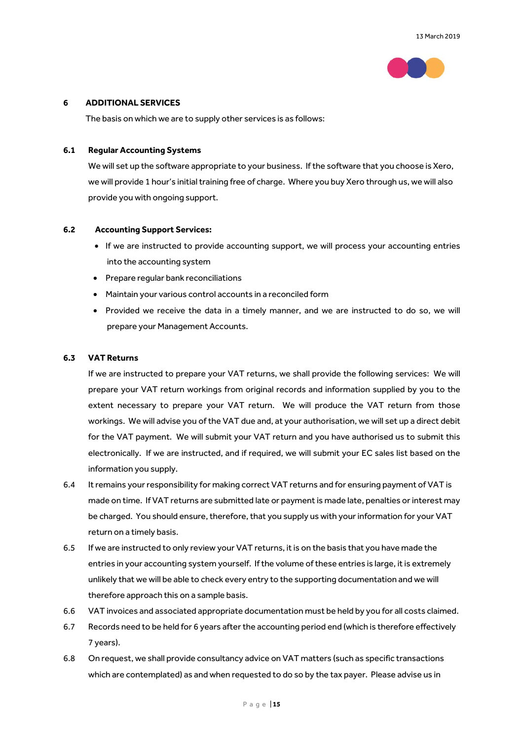## 6 ADDITIONAL SERVICES

The basis on which we are to supply other services is as follows:

### 6.1 Regular Accounting Systems

We will set up the software appropriate to your business. If the software that you choose is Xero, we will provide 1 hour's initial training free of charge. Where you buy Xero through us, we will also provide you with ongoing support.

### 6.2 Accounting Support Services:

- If we are instructed to provide accounting support, we will process your accounting entries into the accounting system
- Prepare regular bank reconciliations
- Maintain your various control accounts in a reconciled form
- Provided we receive the data in a timely manner, and we are instructed to do so, we will prepare your Management Accounts.

### 6.3 VAT Returns

If we are instructed to prepare your VAT returns, we shall provide the following services: We will prepare your VAT return workings from original records and information supplied by you to the extent necessary to prepare your VAT return. We will produce the VAT return from those workings. We will advise you of the VAT due and, at your authorisation, we will set up a direct debit for the VAT payment. We will submit your VAT return and you have authorised us to submit this electronically. If we are instructed, and if required, we will submit your EC sales list based on the information you supply.

6.4 It remains your responsibility for making correct VAT returns and for ensuring payment of VAT is made on time. If VAT returns are submitted late or payment is made late, penalties or interest may be charged. You should ensure, therefore, that you supply us with your information for your VAT return on a timely basis.

6.5 If we are instructed to only review your VAT returns, it is on the basis that you have made the entries in your accounting system yourself. If the volume of these entries is large, it is extremely unlikely that we will be able to check every entry to the supporting documentation and we will therefore approach this on a sample basis.

6.6 VAT invoices and associated appropriate documentation must be held by you for all costs claimed.

6.7 Records need to be held for 6 years after the accounting period end (which is therefore effectively 7 years).

6.8 On request, we shall provide consultancy advice on VAT matters (such as specific transactions which are contemplated) as and when requested to do so by the tax payer. Please advise us in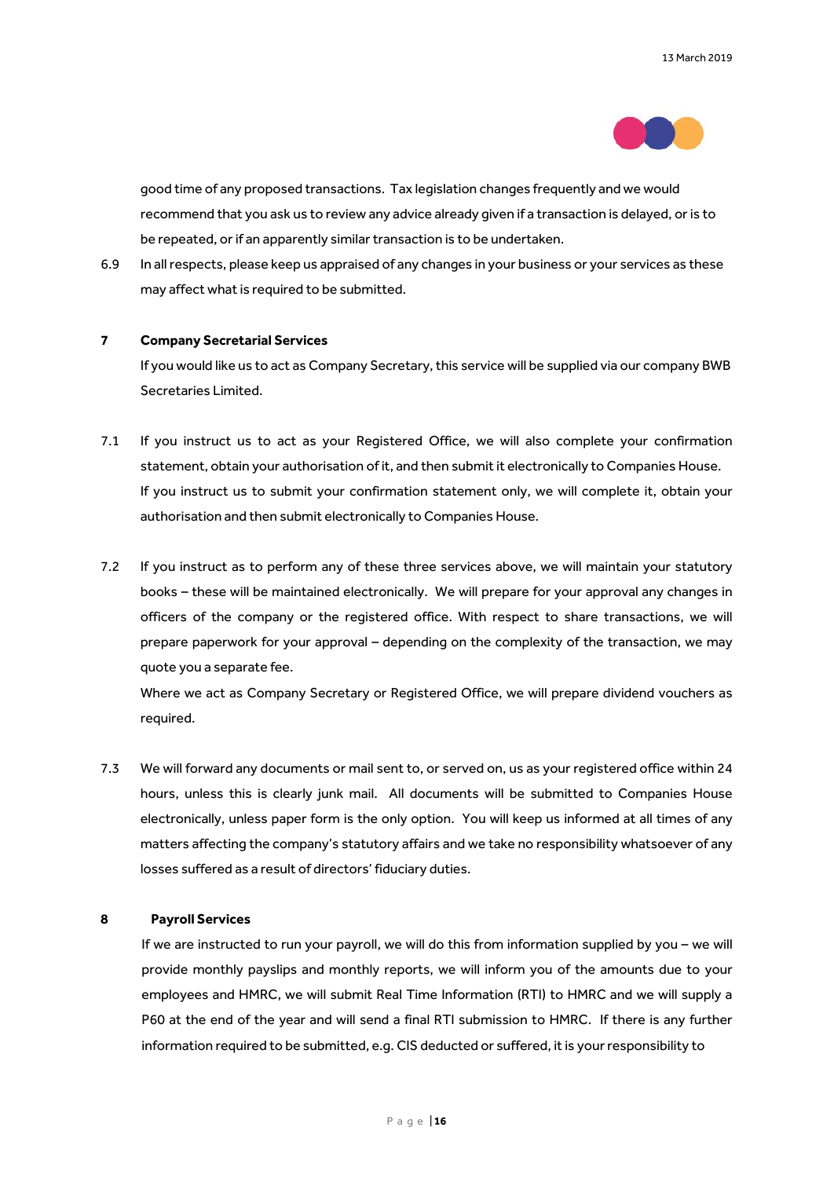good time of any proposed transactions. Tax legislation changes frequently and we would recommend that you ask us to review any advice already given if a transaction is delayed, or is to be repeated, or if an apparently similar transaction is to be undertaken.

6.9 In all respects, please keep us appraised of any changes in your business or your services as these may affect what is required to be submitted.

**7 Company Secretarial Services**

If you would like us to act as Company Secretary, this service will be supplied via our company BWB Secretaries Limited.

7.1 If you instruct us to act as your Registered Office, we will also complete your confirmation statement, obtain your authorisation of it, and then submit it electronically to Companies House. If you instruct us to submit your confirmation statement only, we will complete it, obtain your authorisation and then submit electronically to Companies House.

7.2 If you instruct as to perform any of these three services above, we will maintain your statutory books – these will be maintained electronically. We will prepare for your approval any changes in officers of the company or the registered office. With respect to share transactions, we will prepare paperwork for your approval – depending on the complexity of the transaction, we may quote you a separate fee.

Where we act as Company Secretary or Registered Office, we will prepare dividend vouchers as required.

7.3 We will forward any documents or mail sent to, or served on, us as your registered office within 24 hours, unless this is clearly junk mail. All documents will be submitted to Companies House electronically, unless paper form is the only option. You will keep us informed at all times of any matters affecting the company's statutory affairs and we take no responsibility whatsoever of any losses suffered as a result of directors' fiduciary duties.

**8 Payroll Services**

If we are instructed to run your payroll, we will do this from information supplied by you – we will provide monthly payslips and monthly reports, we will inform you of the amounts due to your employees and HMRC, we will submit Real Time Information (RTI) to HMRC and we will supply a P60 at the end of the year and will send a final RTI submission to HMRC. If there is any further information required to be submitted, e.g. CIS deducted or suffered, it is your responsibility to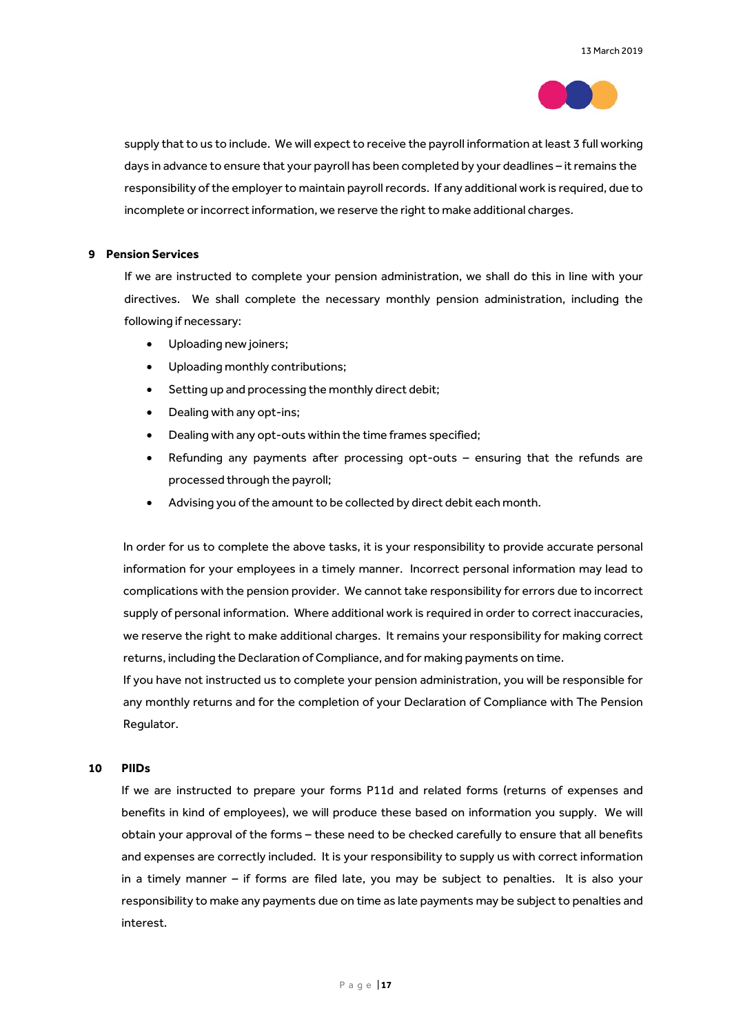supply that to us to include. We will expect to receive the payroll information at least 3 full working days in advance to ensure that your payroll has been completed by your deadlines – it remains the responsibility of the employer to maintain payroll records. If any additional work is required, due to incomplete or incorrect information, we reserve the right to make additional charges.

## 9 Pension Services

If we are instructed to complete your pension administration, we shall do this in line with your directives. We shall complete the necessary monthly pension administration, including the following if necessary:

- Uploading new joiners;
- Uploading monthly contributions;
- Setting up and processing the monthly direct debit;
- Dealing with any opt-ins;
- Dealing with any opt-outs within the time frames specified;
- Refunding any payments after processing opt-outs – ensuring that the refunds are processed through the payroll;
- Advising you of the amount to be collected by direct debit each month.

In order for us to complete the above tasks, it is your responsibility to provide accurate personal information for your employees in a timely manner. Incorrect personal information may lead to complications with the pension provider. We cannot take responsibility for errors due to incorrect supply of personal information. Where additional work is required in order to correct inaccuracies, we reserve the right to make additional charges. It remains your responsibility for making correct returns, including the Declaration of Compliance, and for making payments on time.

If you have not instructed us to complete your pension administration, you will be responsible for any monthly returns and for the completion of your Declaration of Compliance with The Pension Regulator.

## 10 PIIDs

If we are instructed to prepare your forms P11d and related forms (returns of expenses and benefits in kind of employees), we will produce these based on information you supply. We will obtain your approval of the forms – these need to be checked carefully to ensure that all benefits and expenses are correctly included. It is your responsibility to supply us with correct information in a timely manner – if forms are filed late, you may be subject to penalties. It is also your responsibility to make any payments due on time as late payments may be subject to penalties and interest.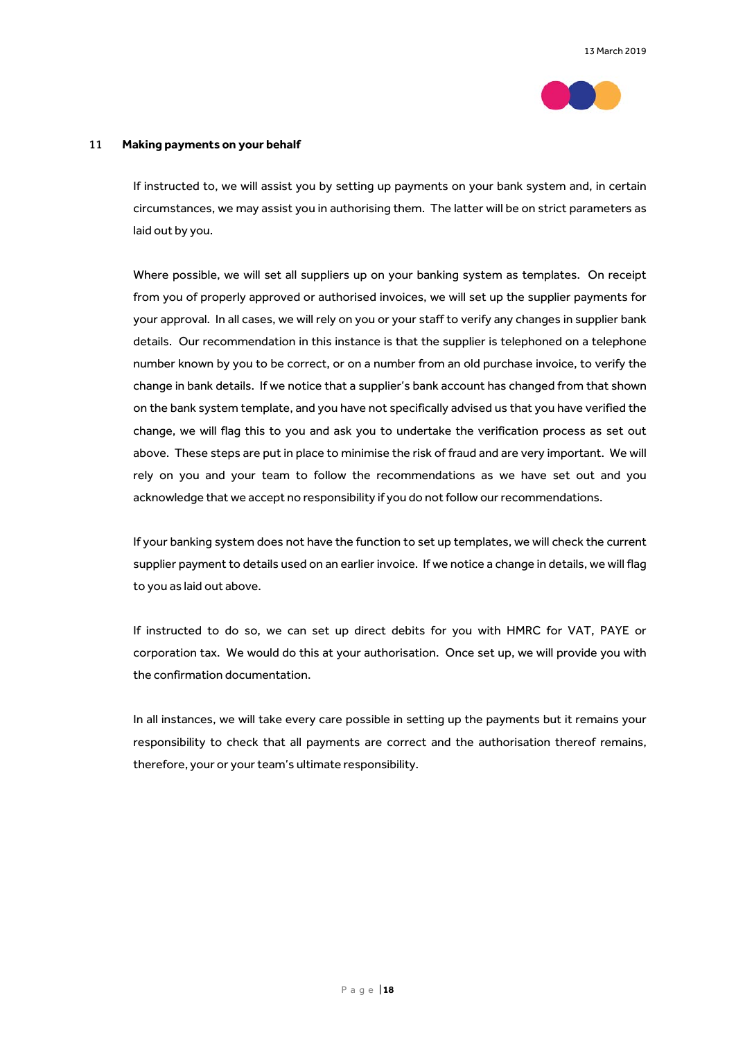## 11 Making payments on your behalf

If instructed to, we will assist you by setting up payments on your bank system and, in certain circumstances, we may assist you in authorising them. The latter will be on strict parameters as laid out by you.

Where possible, we will set all suppliers up on your banking system as templates. On receipt from you of properly approved or authorised invoices, we will set up the supplier payments for your approval. In all cases, we will rely on you or your staff to verify any changes in supplier bank details. Our recommendation in this instance is that the supplier is telephoned on a telephone number known by you to be correct, or on a number from an old purchase invoice, to verify the change in bank details. If we notice that a supplier's bank account has changed from that shown on the bank system template, and you have not specifically advised us that you have verified the change, we will flag this to you and ask you to undertake the verification process as set out above. These steps are put in place to minimise the risk of fraud and are very important. We will rely on you and your team to follow the recommendations as we have set out and you acknowledge that we accept no responsibility if you do not follow our recommendations.

If your banking system does not have the function to set up templates, we will check the current supplier payment to details used on an earlier invoice. If we notice a change in details, we will flag to you as laid out above.

If instructed to do so, we can set up direct debits for you with HMRC for VAT, PAYE or corporation tax. We would do this at your authorisation. Once set up, we will provide you with the confirmation documentation.

In all instances, we will take every care possible in setting up the payments but it remains your responsibility to check that all payments are correct and the authorisation thereof remains, therefore, your or your team's ultimate responsibility.